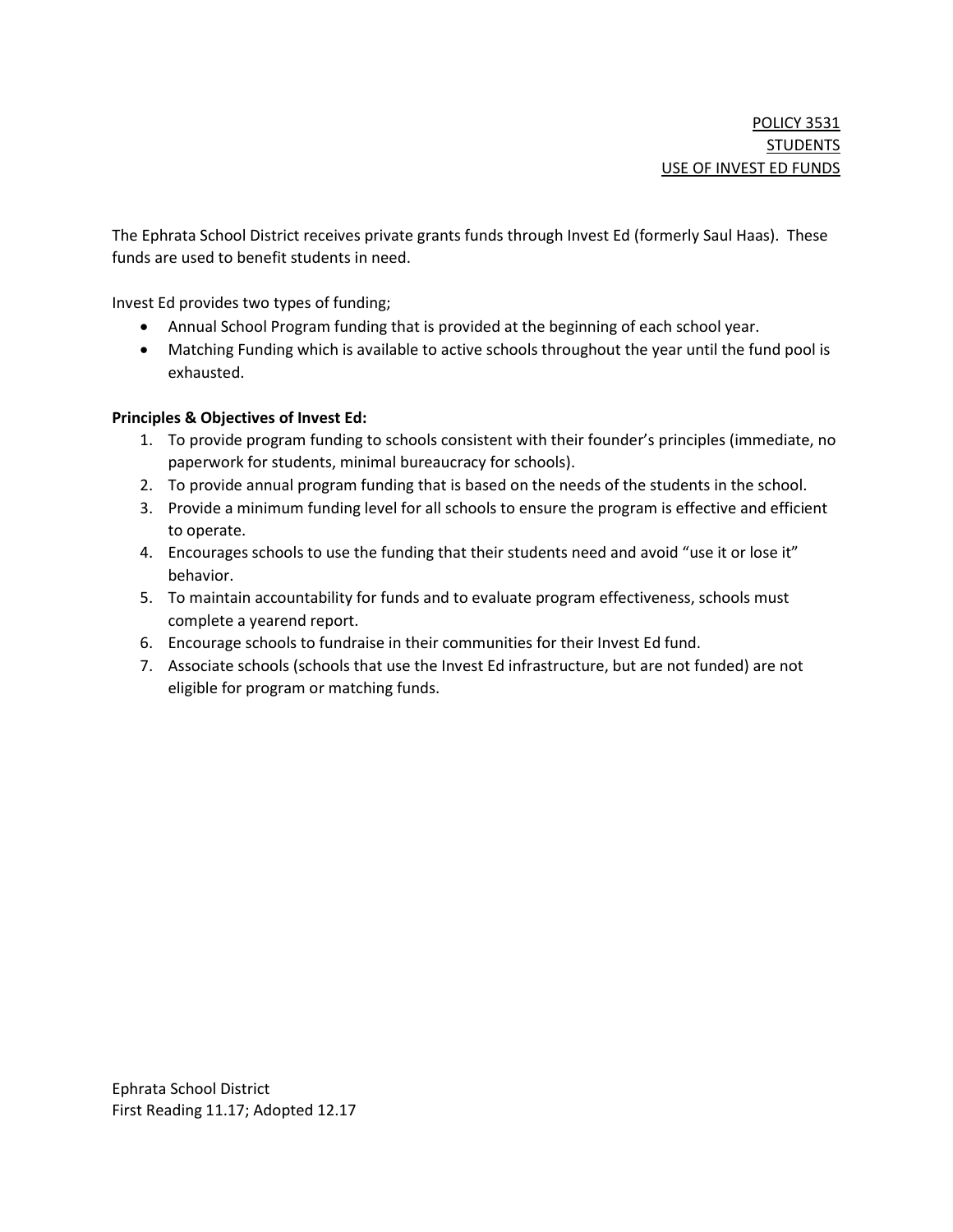POLICY 3531
STUDENTS
USE OF INVEST ED FUNDS

The Ephrata School District receives private grants funds through Invest Ed (formerly Saul Haas). These funds are used to benefit students in need.

Invest Ed provides two types of funding;

- Annual School Program funding that is provided at the beginning of each school year.
- Matching Funding which is available to active schools throughout the year until the fund pool is exhausted.

**Principles & Objectives of Invest Ed:**

1. To provide program funding to schools consistent with their founder's principles (immediate, no paperwork for students, minimal bureaucracy for schools).
2. To provide annual program funding that is based on the needs of the students in the school.
3. Provide a minimum funding level for all schools to ensure the program is effective and efficient to operate.
4. Encourages schools to use the funding that their students need and avoid "use it or lose it" behavior.
5. To maintain accountability for funds and to evaluate program effectiveness, schools must complete a yearend report.
6. Encourage schools to fundraise in their communities for their Invest Ed fund.
7. Associate schools (schools that use the Invest Ed infrastructure, but are not funded) are not eligible for program or matching funds.

Ephrata School District
First Reading 11.17; Adopted 12.17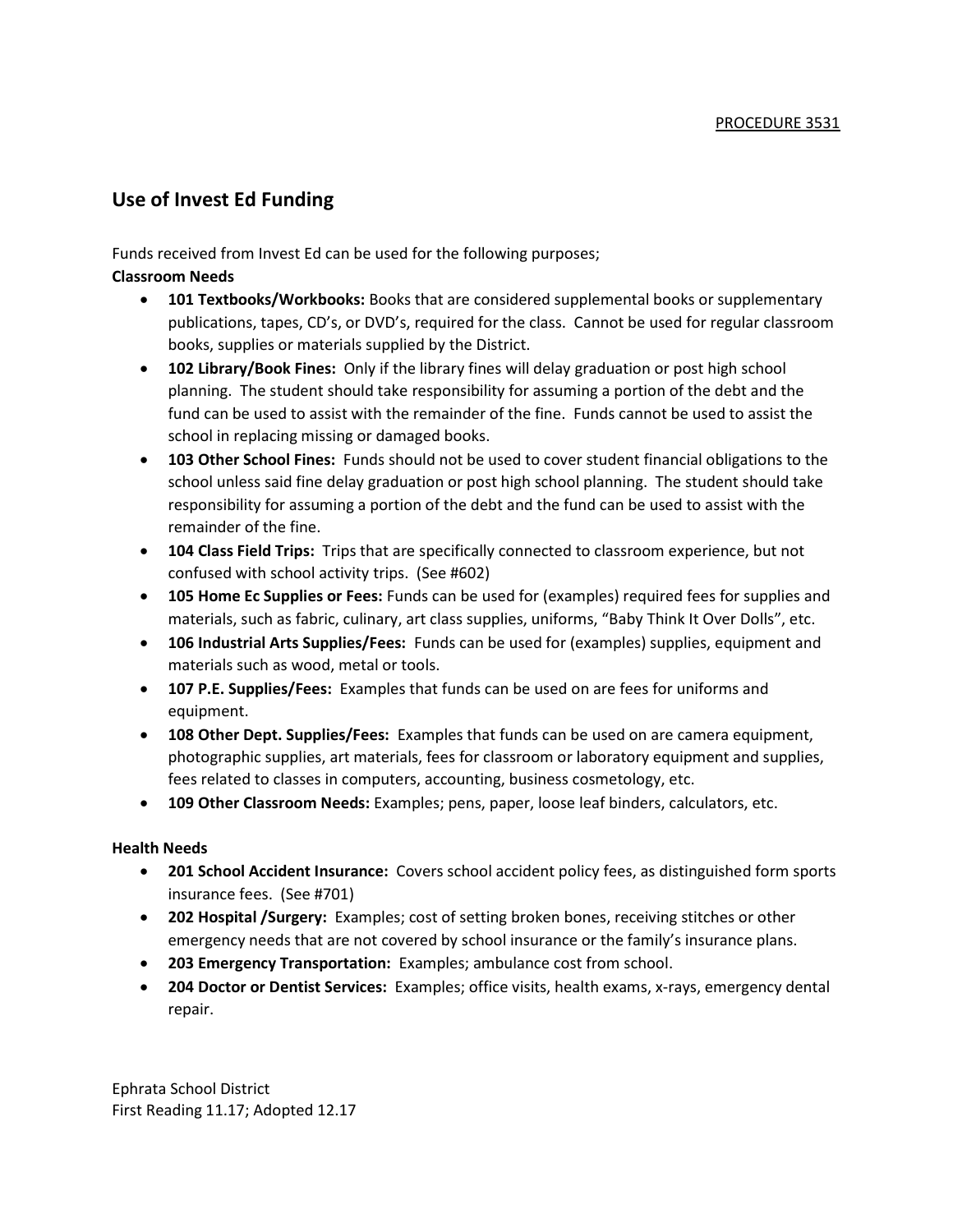PROCEDURE 3531

## Use of Invest Ed Funding

Funds received from Invest Ed can be used for the following purposes;

**Classroom Needs**

- **101 Textbooks/Workbooks:** Books that are considered supplemental books or supplementary publications, tapes, CD's, or DVD's, required for the class. Cannot be used for regular classroom books, supplies or materials supplied by the District.
- **102 Library/Book Fines:** Only if the library fines will delay graduation or post high school planning. The student should take responsibility for assuming a portion of the debt and the fund can be used to assist with the remainder of the fine. Funds cannot be used to assist the school in replacing missing or damaged books.
- **103 Other School Fines:** Funds should not be used to cover student financial obligations to the school unless said fine delay graduation or post high school planning. The student should take responsibility for assuming a portion of the debt and the fund can be used to assist with the remainder of the fine.
- **104 Class Field Trips:** Trips that are specifically connected to classroom experience, but not confused with school activity trips. (See #602)
- **105 Home Ec Supplies or Fees:** Funds can be used for (examples) required fees for supplies and materials, such as fabric, culinary, art class supplies, uniforms, "Baby Think It Over Dolls", etc.
- **106 Industrial Arts Supplies/Fees:** Funds can be used for (examples) supplies, equipment and materials such as wood, metal or tools.
- **107 P.E. Supplies/Fees:** Examples that funds can be used on are fees for uniforms and equipment.
- **108 Other Dept. Supplies/Fees:** Examples that funds can be used on are camera equipment, photographic supplies, art materials, fees for classroom or laboratory equipment and supplies, fees related to classes in computers, accounting, business cosmetology, etc.
- **109 Other Classroom Needs:** Examples; pens, paper, loose leaf binders, calculators, etc.

**Health Needs**

- **201 School Accident Insurance:** Covers school accident policy fees, as distinguished form sports insurance fees. (See #701)
- **202 Hospital /Surgery:** Examples; cost of setting broken bones, receiving stitches or other emergency needs that are not covered by school insurance or the family's insurance plans.
- **203 Emergency Transportation:** Examples; ambulance cost from school.
- **204 Doctor or Dentist Services:** Examples; office visits, health exams, x-rays, emergency dental repair.

Ephrata School District
First Reading 11.17; Adopted 12.17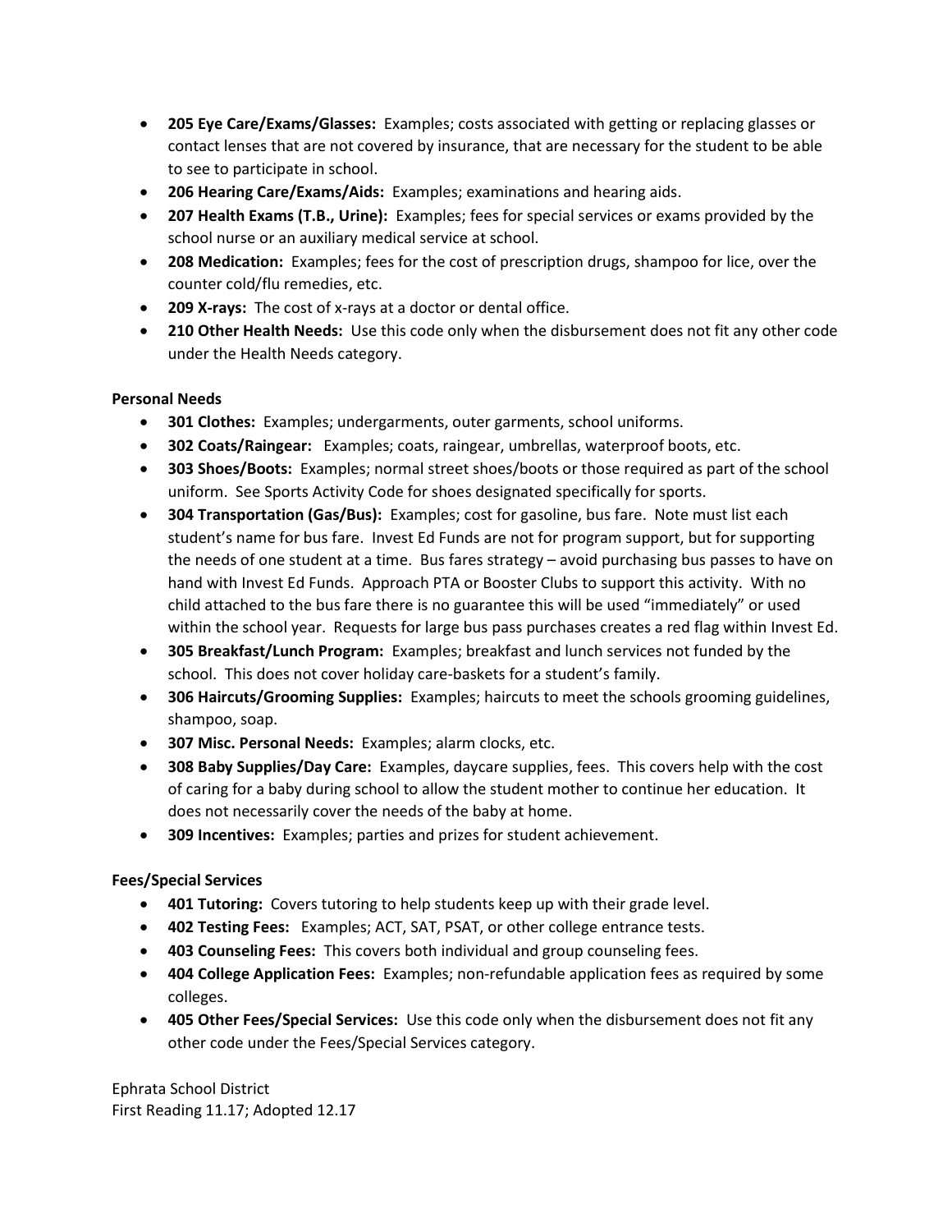- **205 Eye Care/Exams/Glasses:** Examples; costs associated with getting or replacing glasses or contact lenses that are not covered by insurance, that are necessary for the student to be able to see to participate in school.
- **206 Hearing Care/Exams/Aids:** Examples; examinations and hearing aids.
- **207 Health Exams (T.B., Urine):** Examples; fees for special services or exams provided by the school nurse or an auxiliary medical service at school.
- **208 Medication:** Examples; fees for the cost of prescription drugs, shampoo for lice, over the counter cold/flu remedies, etc.
- **209 X-rays:** The cost of x-rays at a doctor or dental office.
- **210 Other Health Needs:** Use this code only when the disbursement does not fit any other code under the Health Needs category.

**Personal Needs**

- **301 Clothes:** Examples; undergarments, outer garments, school uniforms.
- **302 Coats/Raingear:** Examples; coats, raingear, umbrellas, waterproof boots, etc.
- **303 Shoes/Boots:** Examples; normal street shoes/boots or those required as part of the school uniform. See Sports Activity Code for shoes designated specifically for sports.
- **304 Transportation (Gas/Bus):** Examples; cost for gasoline, bus fare. Note must list each student's name for bus fare. Invest Ed Funds are not for program support, but for supporting the needs of one student at a time. Bus fares strategy – avoid purchasing bus passes to have on hand with Invest Ed Funds. Approach PTA or Booster Clubs to support this activity. With no child attached to the bus fare there is no guarantee this will be used "immediately" or used within the school year. Requests for large bus pass purchases creates a red flag within Invest Ed.
- **305 Breakfast/Lunch Program:** Examples; breakfast and lunch services not funded by the school. This does not cover holiday care-baskets for a student's family.
- **306 Haircuts/Grooming Supplies:** Examples; haircuts to meet the schools grooming guidelines, shampoo, soap.
- **307 Misc. Personal Needs:** Examples; alarm clocks, etc.
- **308 Baby Supplies/Day Care:** Examples, daycare supplies, fees. This covers help with the cost of caring for a baby during school to allow the student mother to continue her education. It does not necessarily cover the needs of the baby at home.
- **309 Incentives:** Examples; parties and prizes for student achievement.

**Fees/Special Services**

- **401 Tutoring:** Covers tutoring to help students keep up with their grade level.
- **402 Testing Fees:** Examples; ACT, SAT, PSAT, or other college entrance tests.
- **403 Counseling Fees:** This covers both individual and group counseling fees.
- **404 College Application Fees:** Examples; non-refundable application fees as required by some colleges.
- **405 Other Fees/Special Services:** Use this code only when the disbursement does not fit any other code under the Fees/Special Services category.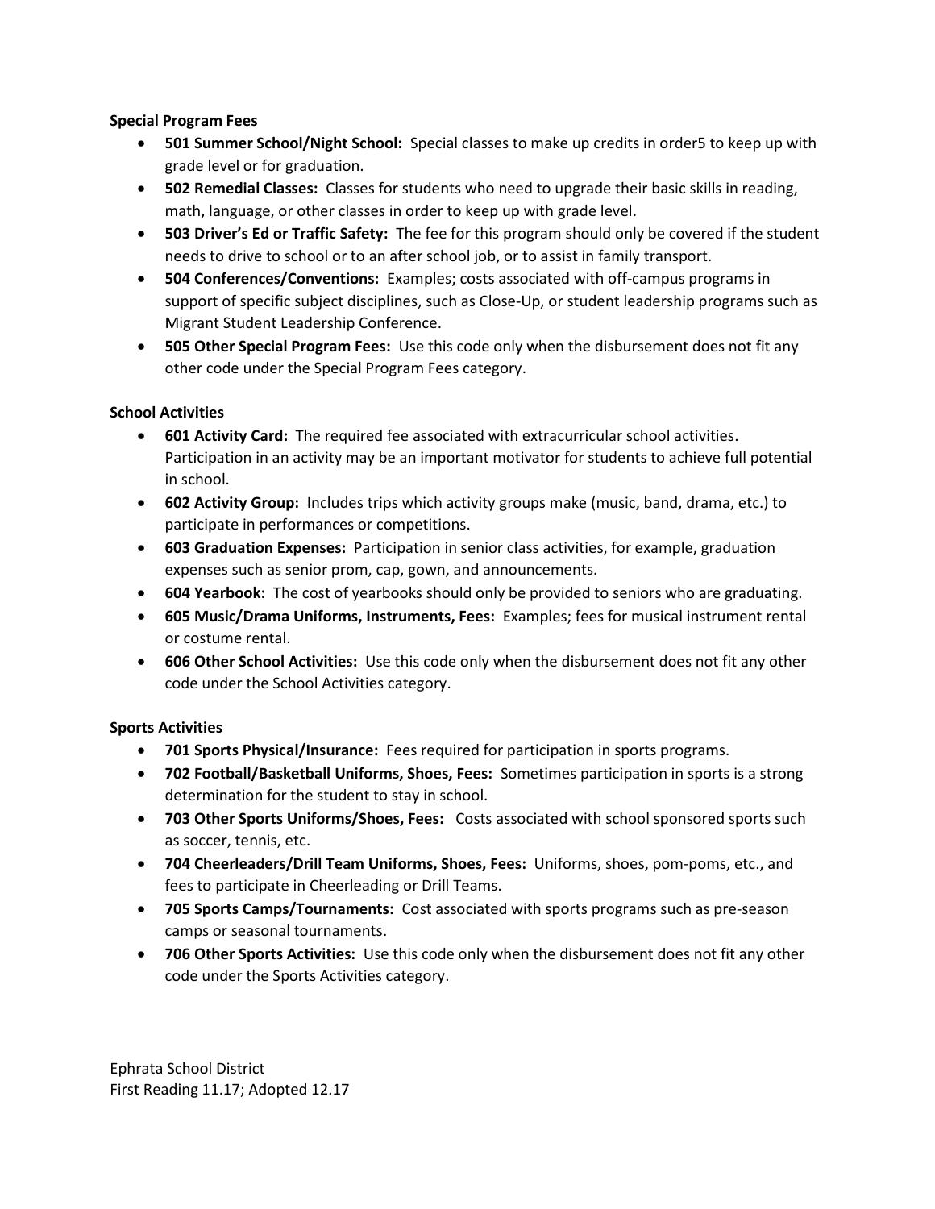**Special Program Fees**

- **501 Summer School/Night School:** Special classes to make up credits in order5 to keep up with grade level or for graduation.
- **502 Remedial Classes:** Classes for students who need to upgrade their basic skills in reading, math, language, or other classes in order to keep up with grade level.
- **503 Driver's Ed or Traffic Safety:** The fee for this program should only be covered if the student needs to drive to school or to an after school job, or to assist in family transport.
- **504 Conferences/Conventions:** Examples; costs associated with off-campus programs in support of specific subject disciplines, such as Close-Up, or student leadership programs such as Migrant Student Leadership Conference.
- **505 Other Special Program Fees:** Use this code only when the disbursement does not fit any other code under the Special Program Fees category.

**School Activities**

- **601 Activity Card:** The required fee associated with extracurricular school activities. Participation in an activity may be an important motivator for students to achieve full potential in school.
- **602 Activity Group:** Includes trips which activity groups make (music, band, drama, etc.) to participate in performances or competitions.
- **603 Graduation Expenses:** Participation in senior class activities, for example, graduation expenses such as senior prom, cap, gown, and announcements.
- **604 Yearbook:** The cost of yearbooks should only be provided to seniors who are graduating.
- **605 Music/Drama Uniforms, Instruments, Fees:** Examples; fees for musical instrument rental or costume rental.
- **606 Other School Activities:** Use this code only when the disbursement does not fit any other code under the School Activities category.

**Sports Activities**

- **701 Sports Physical/Insurance:** Fees required for participation in sports programs.
- **702 Football/Basketball Uniforms, Shoes, Fees:** Sometimes participation in sports is a strong determination for the student to stay in school.
- **703 Other Sports Uniforms/Shoes, Fees:** Costs associated with school sponsored sports such as soccer, tennis, etc.
- **704 Cheerleaders/Drill Team Uniforms, Shoes, Fees:** Uniforms, shoes, pom-poms, etc., and fees to participate in Cheerleading or Drill Teams.
- **705 Sports Camps/Tournaments:** Cost associated with sports programs such as pre-season camps or seasonal tournaments.
- **706 Other Sports Activities:** Use this code only when the disbursement does not fit any other code under the Sports Activities category.

Ephrata School District
First Reading 11.17; Adopted 12.17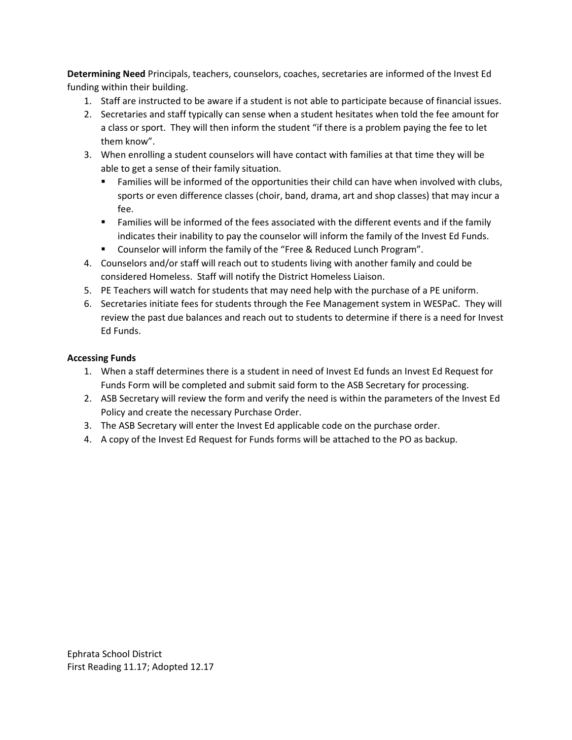**Determining Need** Principals, teachers, counselors, coaches, secretaries are informed of the Invest Ed funding within their building.

1. Staff are instructed to be aware if a student is not able to participate because of financial issues.
2. Secretaries and staff typically can sense when a student hesitates when told the fee amount for a class or sport. They will then inform the student "if there is a problem paying the fee to let them know".
3. When enrolling a student counselors will have contact with families at that time they will be able to get a sense of their family situation.
   - Families will be informed of the opportunities their child can have when involved with clubs, sports or even difference classes (choir, band, drama, art and shop classes) that may incur a fee.
   - Families will be informed of the fees associated with the different events and if the family indicates their inability to pay the counselor will inform the family of the Invest Ed Funds.
   - Counselor will inform the family of the "Free & Reduced Lunch Program".
4. Counselors and/or staff will reach out to students living with another family and could be considered Homeless. Staff will notify the District Homeless Liaison.
5. PE Teachers will watch for students that may need help with the purchase of a PE uniform.
6. Secretaries initiate fees for students through the Fee Management system in WESPaC. They will review the past due balances and reach out to students to determine if there is a need for Invest Ed Funds.

**Accessing Funds**

1. When a staff determines there is a student in need of Invest Ed funds an Invest Ed Request for Funds Form will be completed and submit said form to the ASB Secretary for processing.
2. ASB Secretary will review the form and verify the need is within the parameters of the Invest Ed Policy and create the necessary Purchase Order.
3. The ASB Secretary will enter the Invest Ed applicable code on the purchase order.
4. A copy of the Invest Ed Request for Funds forms will be attached to the PO as backup.

Ephrata School District
First Reading 11.17; Adopted 12.17